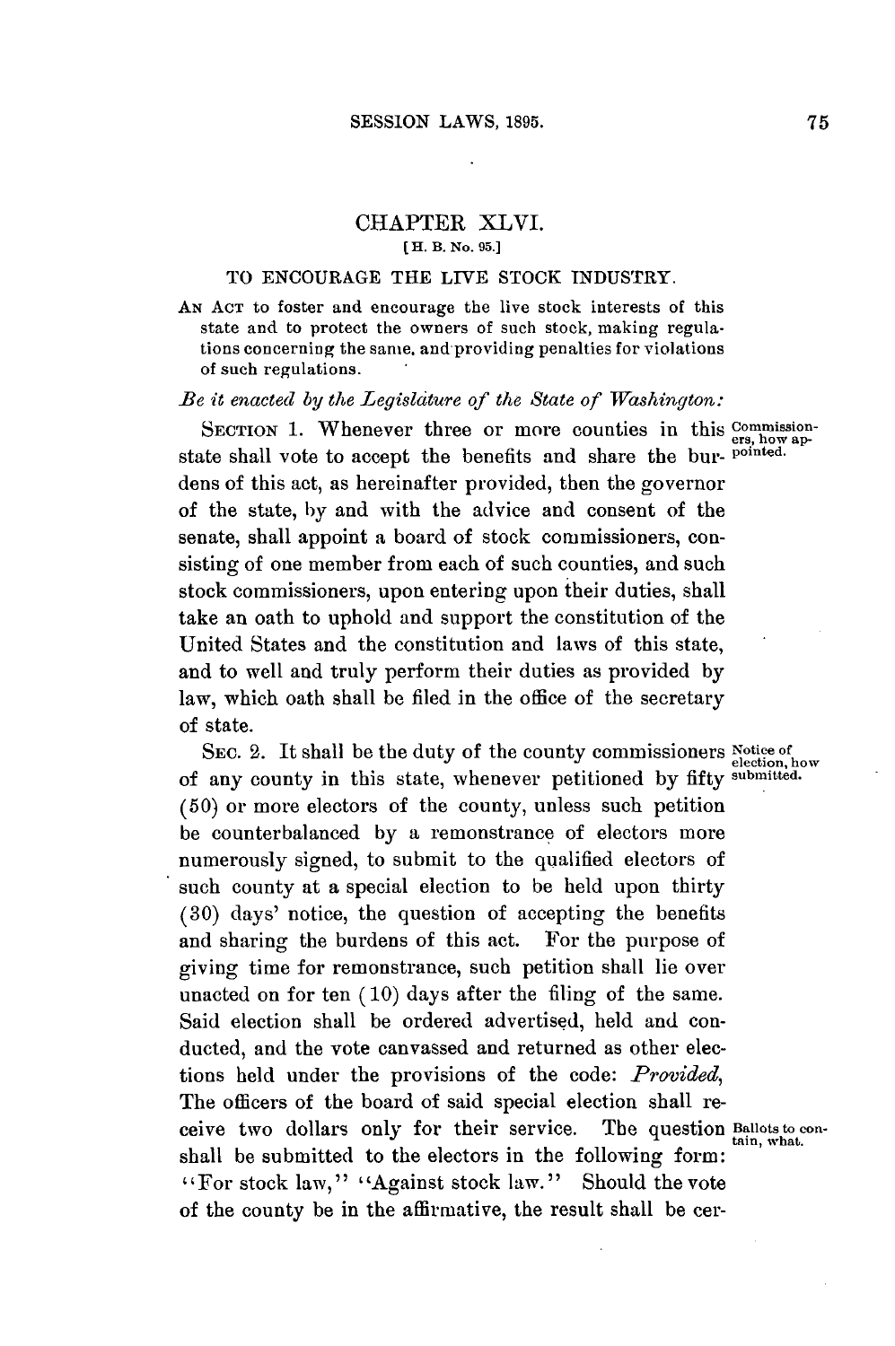# CHAPTER XLVI.

[H. B. No. 95.]

## TO ENCOURAGE THE LIVE STOCK INDUSTRY.

AN ACT to foster and encourage the live stock interests of this state and to protect the owners of such stock, making regulations concerning the same, and providing penalties for violations of such regulations.

*Be it enacted by the Legislature of the State of Washington:*

SECTION 1. Whenever three or more counties in this state shall vote to accept the benefits and share the burdens of this act, as hereinafter provided, then the governor of the state, by and with the advice and consent of the senate, shall appoint a board of stock commissioners, consisting of one member from each of such counties, and such stock commissioners, upon entering upon their duties, shall take an oath to uphold and support the constitution of the United States and the constitution and laws of this state, and to well and truly perform their duties as provided by law, which oath shall be filed in the office of the secretary of state.

*Commissioners, how appointed.*

SEC. 2. It shall be the duty of the county commissioners of any county in this state, whenever petitioned by fifty (50) or more electors of the county, unless such petition be counterbalanced by a remonstrance of electors more numerously signed, to submit to the qualified electors of such county at a special election to be held upon thirty (30) days' notice, the question of accepting the benefits and sharing the burdens of this act. For the purpose of giving time for remonstrance, such petition shall lie over unacted on for ten (10) days after the filing of the same. Said election shall be ordered advertised, held and conducted, and the vote canvassed and returned as other elections held under the provisions of the code: *Provided*, The officers of the board of said special election shall receive two dollars only for their service. The question shall be submitted to the electors in the following form: "For stock law," "Against stock law." Should the vote of the county be in the affirmative, the result shall be cer-

*Notice of election, how submitted.*

*Ballots to contain, what.*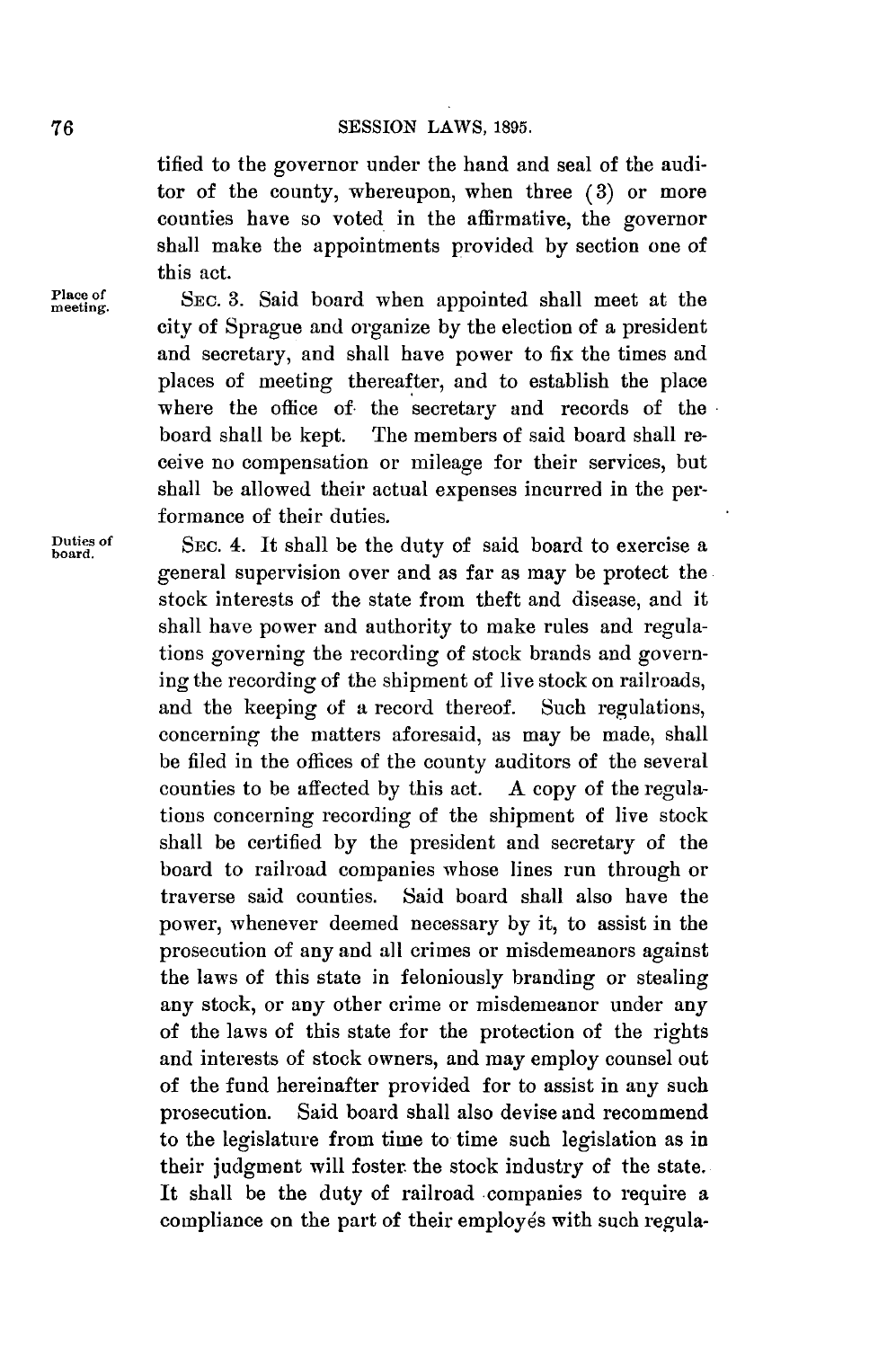tified to the governor under the hand and seal of the auditor of the county, whereupon, when three (3) or more counties have so voted in the affirmative, the governor shall make the appointments provided by section one of this act.

**Place of meeting.**

SEC. 3. Said board when appointed shall meet at the city of Sprague and organize by the election of a president and secretary, and shall have power to fix the times and places of meeting thereafter, and to establish the place where the office of the secretary and records of the board shall be kept. The members of said board shall receive no compensation or mileage for their services, but shall be allowed their actual expenses incurred in the performance of their duties.

**Duties of board.**

SEC. 4. It shall be the duty of said board to exercise a general supervision over and as far as may be protect the stock interests of the state from theft and disease, and it shall have power and authority to make rules and regulations governing the recording of stock brands and governing the recording of the shipment of live stock on railroads, and the keeping of a record thereof. Such regulations, concerning the matters aforesaid, as may be made, shall be filed in the offices of the county auditors of the several counties to be affected by this act. A copy of the regulations concerning recording of the shipment of live stock shall be certified by the president and secretary of the board to railroad companies whose lines run through or traverse said counties. Said board shall also have the power, whenever deemed necessary by it, to assist in the prosecution of any and all crimes or misdemeanors against the laws of this state in feloniously branding or stealing any stock, or any other crime or misdemeanor under any of the laws of this state for the protection of the rights and interests of stock owners, and may employ counsel out of the fund hereinafter provided for to assist in any such prosecution. Said board shall also devise and recommend to the legislature from time to time such legislation as in their judgment will foster the stock industry of the state. It shall be the duty of railroad companies to require a compliance on the part of their employés with such regula-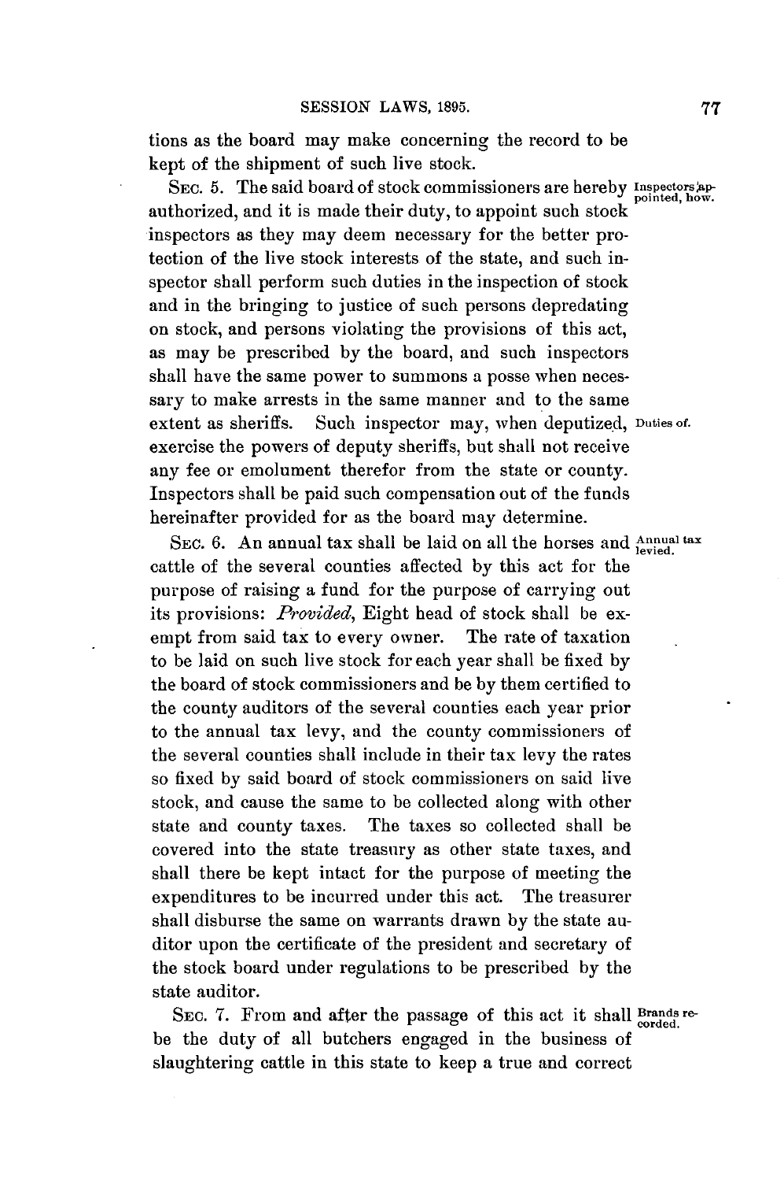tions as the board may make concerning the record to be kept of the shipment of such live stock.

SEC. 5. The said board of stock commissioners are hereby authorized, and it is made their duty, to appoint such stock inspectors as they may deem necessary for the better protection of the live stock interests of the state, and such inspector shall perform such duties in the inspection of stock and in the bringing to justice of such persons depredating on stock, and persons violating the provisions of this act, as may be prescribed by the board, and such inspectors shall have the same power to summons a posse when necessary to make arrests in the same manner and to the same extent as sheriffs. Such inspector may, when deputized, exercise the powers of deputy sheriffs, but shall not receive any fee or emolument therefor from the state or county. Inspectors shall be paid such compensation out of the funds hereinafter provided for as the board may determine.

*Inspectors appointed, how.*

*Duties of.*

SEC. 6. An annual tax shall be laid on all the horses and cattle of the several counties affected by this act for the purpose of raising a fund for the purpose of carrying out its provisions: *Provided*, Eight head of stock shall be exempt from said tax to every owner. The rate of taxation to be laid on such live stock for each year shall be fixed by the board of stock commissioners and be by them certified to the county auditors of the several counties each year prior to the annual tax levy, and the county commissioners of the several counties shall include in their tax levy the rates so fixed by said board of stock commissioners on said live stock, and cause the same to be collected along with other state and county taxes. The taxes so collected shall be covered into the state treasury as other state taxes, and shall there be kept intact for the purpose of meeting the expenditures to be incurred under this act. The treasurer shall disburse the same on warrants drawn by the state auditor upon the certificate of the president and secretary of the stock board under regulations to be prescribed by the state auditor.

*Annual tax levied.*

SEC. 7. From and after the passage of this act it shall be the duty of all butchers engaged in the business of slaughtering cattle in this state to keep a true and correct

*Brands recorded.*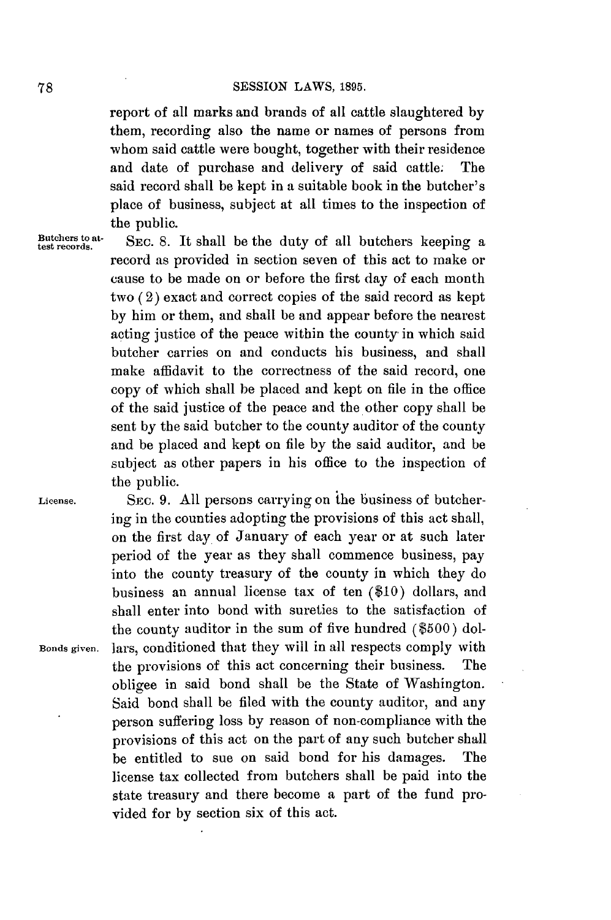report of all marks and brands of all cattle slaughtered by them, recording also the name or names of persons from whom said cattle were bought, together with their residence and date of purchase and delivery of said cattle. The said record shall be kept in a suitable book in the butcher's place of business, subject at all times to the inspection of the public.

Butchers to attest records.

SEC. 8. It shall be the duty of all butchers keeping a record as provided in section seven of this act to make or cause to be made on or before the first day of each month two (2) exact and correct copies of the said record as kept by him or them, and shall be and appear before the nearest acting justice of the peace within the county in which said butcher carries on and conducts his business, and shall make affidavit to the correctness of the said record, one copy of which shall be placed and kept on file in the office of the said justice of the peace and the other copy shall be sent by the said butcher to the county auditor of the county and be placed and kept on file by the said auditor, and be subject as other papers in his office to the inspection of the public.

License.

SEC. 9. All persons carrying on the business of butchering in the counties adopting the provisions of this act shall, on the first day of January of each year or at such later period of the year as they shall commence business, pay into the county treasury of the county in which they do business an annual license tax of ten ($10) dollars, and shall enter into bond with sureties to the satisfaction of the county auditor in the sum of five hundred ($500) dollars, conditioned that they will in all respects comply with the provisions of this act concerning their business. The obligee in said bond shall be the State of Washington. Said bond shall be filed with the county auditor, and any person suffering loss by reason of non-compliance with the provisions of this act on the part of any such butcher shall be entitled to sue on said bond for his damages. The license tax collected from butchers shall be paid into the state treasury and there become a part of the fund provided for by section six of this act.

Bonds given.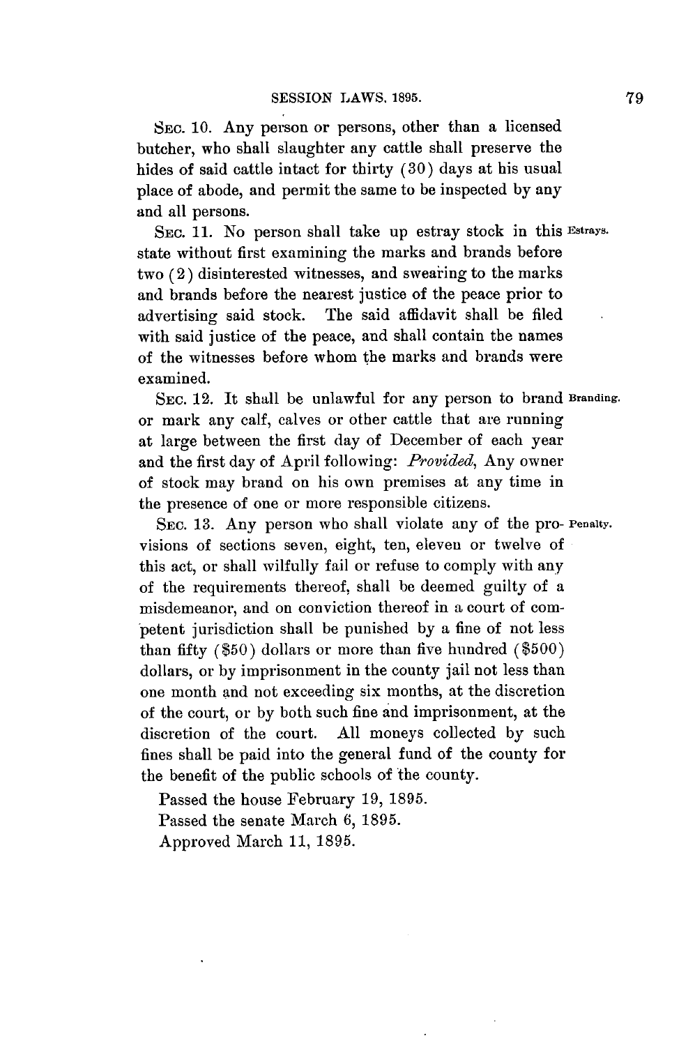SEC. 10. Any person or persons, other than a licensed butcher, who shall slaughter any cattle shall preserve the hides of said cattle intact for thirty (30) days at his usual place of abode, and permit the same to be inspected by any and all persons.

SEC. 11. No person shall take up estray stock in this state without first examining the marks and brands before two (2) disinterested witnesses, and swearing to the marks and brands before the nearest justice of the peace prior to advertising said stock. The said affidavit shall be filed with said justice of the peace, and shall contain the names of the witnesses before whom the marks and brands were examined.

Estrays.

SEC. 12. It shall be unlawful for any person to brand or mark any calf, calves or other cattle that are running at large between the first day of December of each year and the first day of April following: *Provided*, Any owner of stock may brand on his own premises at any time in the presence of one or more responsible citizens.

Branding.

SEC. 13. Any person who shall violate any of the provisions of sections seven, eight, ten, eleven or twelve of this act, or shall wilfully fail or refuse to comply with any of the requirements thereof, shall be deemed guilty of a misdemeanor, and on conviction thereof in a court of competent jurisdiction shall be punished by a fine of not less than fifty ($50) dollars or more than five hundred ($500) dollars, or by imprisonment in the county jail not less than one month and not exceeding six months, at the discretion of the court, or by both such fine and imprisonment, at the discretion of the court. All moneys collected by such fines shall be paid into the general fund of the county for the benefit of the public schools of the county.

Penalty.

Passed the house February 19, 1895.

Passed the senate March 6, 1895.

Approved March 11, 1895.